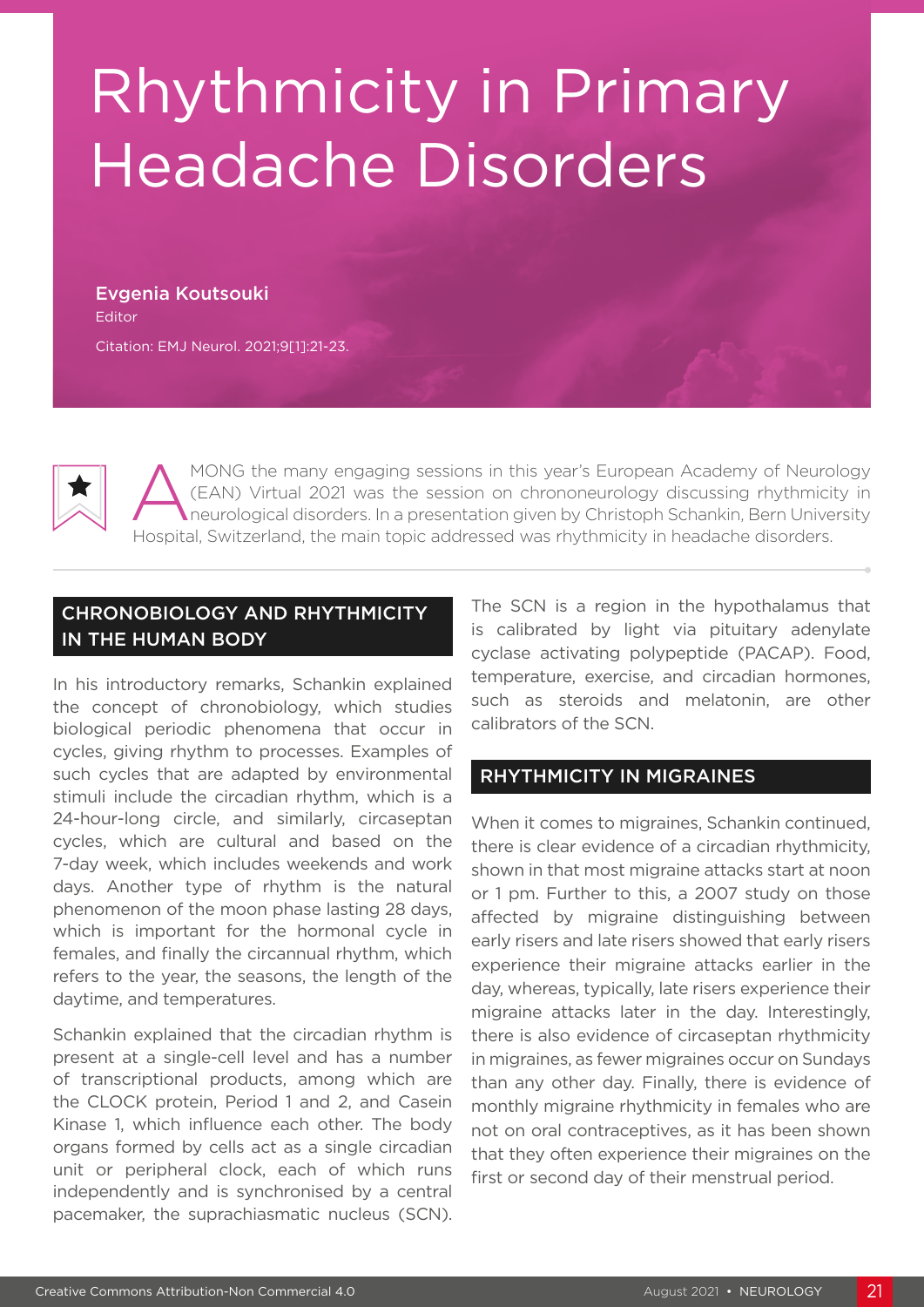# Rhythmicity in Primary Headache Disorders

**Evgenia Koutsouki**
Editor

Citation: EMJ Neurol. 2021;9[1]:21-23.

AMONG the many engaging sessions in this year's European Academy of Neurology (EAN) Virtual 2021 was the session on chrononeurology discussing rhythmicity in neurological disorders. In a presentation given by Christoph Schankin, Bern University Hospital, Switzerland, the main topic addressed was rhythmicity in headache disorders.

## CHRONOBIOLOGY AND RHYTHMICITY IN THE HUMAN BODY

In his introductory remarks, Schankin explained the concept of chronobiology, which studies biological periodic phenomena that occur in cycles, giving rhythm to processes. Examples of such cycles that are adapted by environmental stimuli include the circadian rhythm, which is a 24-hour-long circle, and similarly, circaseptan cycles, which are cultural and based on the 7-day week, which includes weekends and work days. Another type of rhythm is the natural phenomenon of the moon phase lasting 28 days, which is important for the hormonal cycle in females, and finally the circannual rhythm, which refers to the year, the seasons, the length of the daytime, and temperatures.

Schankin explained that the circadian rhythm is present at a single-cell level and has a number of transcriptional products, among which are the CLOCK protein, Period 1 and 2, and Casein Kinase 1, which influence each other. The body organs formed by cells act as a single circadian unit or peripheral clock, each of which runs independently and is synchronised by a central pacemaker, the suprachiasmatic nucleus (SCN). The SCN is a region in the hypothalamus that is calibrated by light via pituitary adenylate cyclase activating polypeptide (PACAP). Food, temperature, exercise, and circadian hormones, such as steroids and melatonin, are other calibrators of the SCN.

## RHYTHMICITY IN MIGRAINES

When it comes to migraines, Schankin continued, there is clear evidence of a circadian rhythmicity, shown in that most migraine attacks start at noon or 1 pm. Further to this, a 2007 study on those affected by migraine distinguishing between early risers and late risers showed that early risers experience their migraine attacks earlier in the day, whereas, typically, late risers experience their migraine attacks later in the day. Interestingly, there is also evidence of circaseptan rhythmicity in migraines, as fewer migraines occur on Sundays than any other day. Finally, there is evidence of monthly migraine rhythmicity in females who are not on oral contraceptives, as it has been shown that they often experience their migraines on the first or second day of their menstrual period.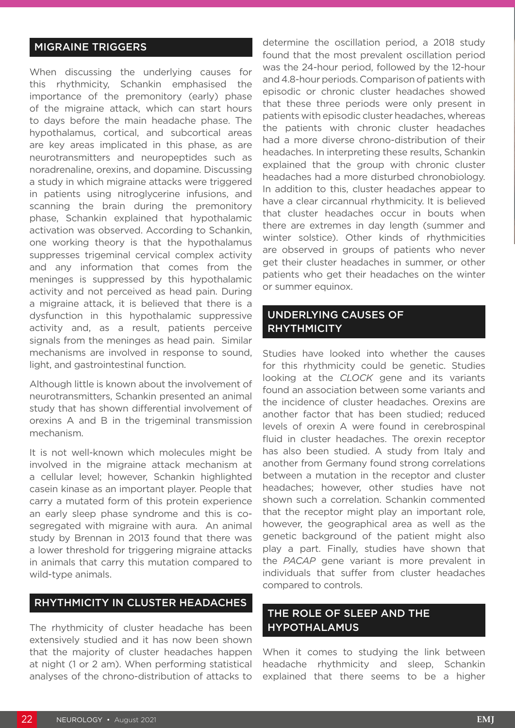## MIGRAINE TRIGGERS

When discussing the underlying causes for this rhythmicity, Schankin emphasised the importance of the premonitory (early) phase of the migraine attack, which can start hours to days before the main headache phase. The hypothalamus, cortical, and subcortical areas are key areas implicated in this phase, as are neurotransmitters and neuropeptides such as noradrenaline, orexins, and dopamine. Discussing a study in which migraine attacks were triggered in patients using nitroglycerine infusions, and scanning the brain during the premonitory phase, Schankin explained that hypothalamic activation was observed. According to Schankin, one working theory is that the hypothalamus suppresses trigeminal cervical complex activity and any information that comes from the meninges is suppressed by this hypothalamic activity and not perceived as head pain. During a migraine attack, it is believed that there is a dysfunction in this hypothalamic suppressive activity and, as a result, patients perceive signals from the meninges as head pain. Similar mechanisms are involved in response to sound, light, and gastrointestinal function.

Although little is known about the involvement of neurotransmitters, Schankin presented an animal study that has shown differential involvement of orexins A and B in the trigeminal transmission mechanism.

It is not well-known which molecules might be involved in the migraine attack mechanism at a cellular level; however, Schankin highlighted casein kinase as an important player. People that carry a mutated form of this protein experience an early sleep phase syndrome and this is co-segregated with migraine with aura. An animal study by Brennan in 2013 found that there was a lower threshold for triggering migraine attacks in animals that carry this mutation compared to wild-type animals.

## RHYTHMICITY IN CLUSTER HEADACHES

The rhythmicity of cluster headache has been extensively studied and it has now been shown that the majority of cluster headaches happen at night (1 or 2 am). When performing statistical analyses of the chrono-distribution of attacks to determine the oscillation period, a 2018 study found that the most prevalent oscillation period was the 24-hour period, followed by the 12-hour and 4.8-hour periods. Comparison of patients with episodic or chronic cluster headaches showed that these three periods were only present in patients with episodic cluster headaches, whereas the patients with chronic cluster headaches had a more diverse chrono-distribution of their headaches. In interpreting these results, Schankin explained that the group with chronic cluster headaches had a more disturbed chronobiology. In addition to this, cluster headaches appear to have a clear circannual rhythmicity. It is believed that cluster headaches occur in bouts when there are extremes in day length (summer and winter solstice). Other kinds of rhythmicities are observed in groups of patients who never get their cluster headaches in summer, or other patients who get their headaches on the winter or summer equinox.

## UNDERLYING CAUSES OF RHYTHMICITY

Studies have looked into whether the causes for this rhythmicity could be genetic. Studies looking at the *CLOCK* gene and its variants found an association between some variants and the incidence of cluster headaches. Orexins are another factor that has been studied; reduced levels of orexin A were found in cerebrospinal fluid in cluster headaches. The orexin receptor has also been studied. A study from Italy and another from Germany found strong correlations between a mutation in the receptor and cluster headaches; however, other studies have not shown such a correlation. Schankin commented that the receptor might play an important role, however, the geographical area as well as the genetic background of the patient might also play a part. Finally, studies have shown that the *PACAP* gene variant is more prevalent in individuals that suffer from cluster headaches compared to controls.

## THE ROLE OF SLEEP AND THE HYPOTHALAMUS

When it comes to studying the link between headache rhythmicity and sleep, Schankin explained that there seems to be a higher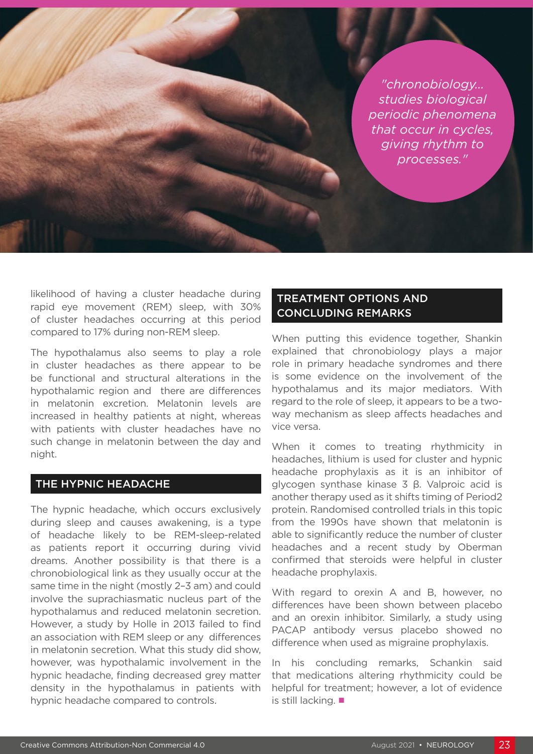> "chronobiology... studies biological periodic phenomena that occur in cycles, giving rhythm to processes."

likelihood of having a cluster headache during rapid eye movement (REM) sleep, with 30% of cluster headaches occurring at this period compared to 17% during non-REM sleep.

The hypothalamus also seems to play a role in cluster headaches as there appear to be be functional and structural alterations in the hypothalamic region and there are differences in melatonin excretion. Melatonin levels are increased in healthy patients at night, whereas with patients with cluster headaches have no such change in melatonin between the day and night.

## THE HYPNIC HEADACHE

The hypnic headache, which occurs exclusively during sleep and causes awakening, is a type of headache likely to be REM-sleep-related as patients report it occurring during vivid dreams. Another possibility is that there is a chronobiological link as they usually occur at the same time in the night (mostly 2–3 am) and could involve the suprachiasmatic nucleus part of the hypothalamus and reduced melatonin secretion. However, a study by Holle in 2013 failed to find an association with REM sleep or any differences in melatonin secretion. What this study did show, however, was hypothalamic involvement in the hypnic headache, finding decreased grey matter density in the hypothalamus in patients with hypnic headache compared to controls.

## TREATMENT OPTIONS AND CONCLUDING REMARKS

When putting this evidence together, Shankin explained that chronobiology plays a major role in primary headache syndromes and there is some evidence on the involvement of the hypothalamus and its major mediators. With regard to the role of sleep, it appears to be a two-way mechanism as sleep affects headaches and vice versa.

When it comes to treating rhythmicity in headaches, lithium is used for cluster and hypnic headache prophylaxis as it is an inhibitor of glycogen synthase kinase 3 β. Valproic acid is another therapy used as it shifts timing of Period2 protein. Randomised controlled trials in this topic from the 1990s have shown that melatonin is able to significantly reduce the number of cluster headaches and a recent study by Oberman confirmed that steroids were helpful in cluster headache prophylaxis.

With regard to orexin A and B, however, no differences have been shown between placebo and an orexin inhibitor. Similarly, a study using PACAP antibody versus placebo showed no difference when used as migraine prophylaxis.

In his concluding remarks, Schankin said that medications altering rhythmicity could be helpful for treatment; however, a lot of evidence is still lacking. ■